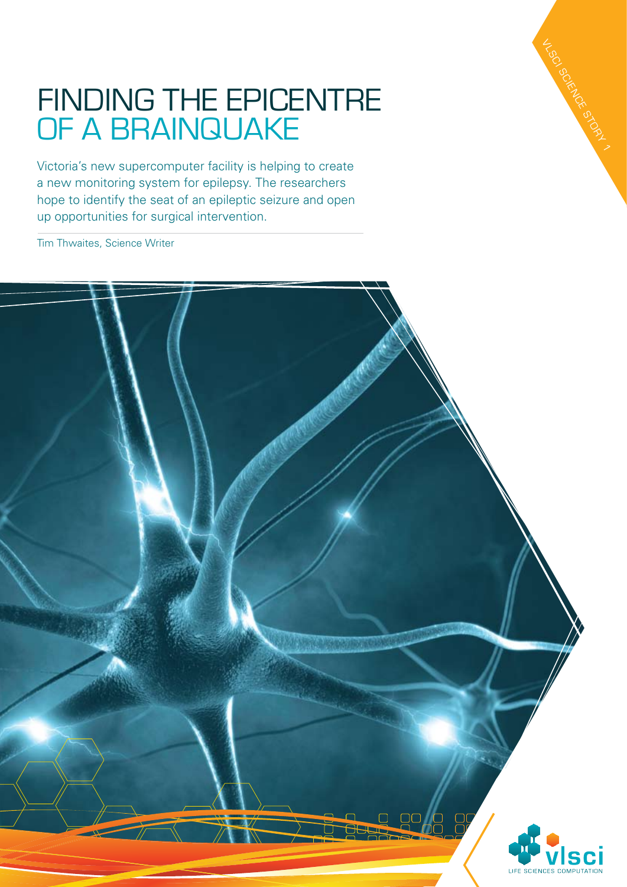# FINDING THE EPICENTRE OF A BRAINQUAKE

Victoria's new supercomputer facility is helping to create a new monitoring system for epilepsy. The researchers hope to identify the seat of an epileptic seizure and open up opportunities for surgical intervention.

Tim Thwaites, Science Writer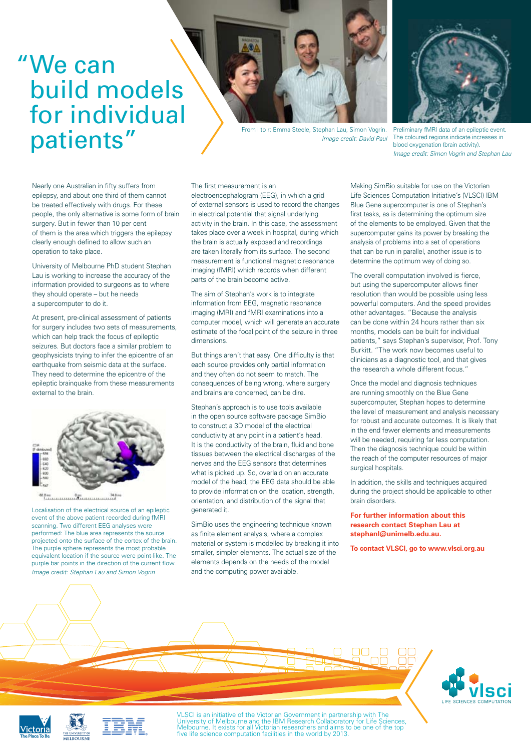# "We can build models for individual patients"

From l to r: Emma Steele, Stephan Lau, Simon Vogrin.
*Image credit: David Paul*

Preliminary fMRI data of an epileptic event. The coloured regions indicate increases in blood oxygenation (brain activity).
*Image credit: Simon Vogrin and Stephan Lau*

Nearly one Australian in fifty suffers from epilepsy, and about one third of them cannot be treated effectively with drugs. For these people, the only alternative is some form of brain surgery. But in fewer than 10 per cent of them is the area which triggers the epilepsy clearly enough defined to allow such an operation to take place.

University of Melbourne PhD student Stephan Lau is working to increase the accuracy of the information provided to surgeons as to where they should operate – but he needs a supercomputer to do it.

At present, pre-clinical assessment of patients for surgery includes two sets of measurements, which can help track the focus of epileptic seizures. But doctors face a similar problem to geophysicists trying to infer the epicentre of an earthquake from seismic data at the surface. They need to determine the epicentre of the epileptic brainquake from these measurements external to the brain.

Localisation of the electrical source of an epileptic event of the above patient recorded during fMRI scanning. Two different EEG analyses were performed: The blue area represents the source projected onto the surface of the cortex of the brain. The purple sphere represents the most probable equivalent location if the source were point-like. The purple bar points in the direction of the current flow.
*Image credit: Stephan Lau and Simon Vogrin*

The first measurement is an electroencephalogram (EEG), in which a grid of external sensors is used to record the changes in electrical potential that signal underlying activity in the brain. In this case, the assessment takes place over a week in hospital, during which the brain is actually exposed and recordings are taken literally from its surface. The second measurement is functional magnetic resonance imaging (fMRI) which records when different parts of the brain become active.

The aim of Stephan's work is to integrate information from EEG, magnetic resonance imaging (MRI) and fMRI examinations into a computer model, which will generate an accurate estimate of the focal point of the seizure in three dimensions.

But things aren't that easy. One difficulty is that each source provides only partial information and they often do not seem to match. The consequences of being wrong, where surgery and brains are concerned, can be dire.

Stephan's approach is to use tools available in the open source software package SimBio to construct a 3D model of the electrical conductivity at any point in a patient's head. It is the conductivity of the brain, fluid and bone tissues between the electrical discharges of the nerves and the EEG sensors that determines what is picked up. So, overlaid on an accurate model of the head, the EEG data should be able to provide information on the location, strength, orientation, and distribution of the signal that generated it.

SimBio uses the engineering technique known as finite element analysis, where a complex material or system is modelled by breaking it into smaller, simpler elements. The actual size of the elements depends on the needs of the model and the computing power available.

Making SimBio suitable for use on the Victorian Life Sciences Computation Initiative's (VLSCI) IBM Blue Gene supercomputer is one of Stephan's first tasks, as is determining the optimum size of the elements to be employed. Given that the supercomputer gains its power by breaking the analysis of problems into a set of operations that can be run in parallel, another issue is to determine the optimum way of doing so.

The overall computation involved is fierce, but using the supercomputer allows finer resolution than would be possible using less powerful computers. And the speed provides other advantages. "Because the analysis can be done within 24 hours rather than six months, models can be built for individual patients," says Stephan's supervisor, Prof. Tony Burkitt. "The work now becomes useful to clinicians as a diagnostic tool, and that gives the research a whole different focus."

Once the model and diagnosis techniques are running smoothly on the Blue Gene supercomputer, Stephan hopes to determine the level of measurement and analysis necessary for robust and accurate outcomes. It is likely that in the end fewer elements and measurements will be needed, requiring far less computation. Then the diagnosis technique could be within the reach of the computer resources of major surgical hospitals.

In addition, the skills and techniques acquired during the project should be applicable to other brain disorders.

**For further information about this research contact Stephan Lau at stephanl@unimelb.edu.au.**

**To contact VLSCI, go to www.vlsci.org.au**

VLSCI is an initiative of the Victorian Government in partnership with The University of Melbourne and the IBM Research Collaboratory for Life Sciences, Melbourne. It exists for all Victorian researchers and aims to be one of the top five life science computation facilities in the world by 2013.